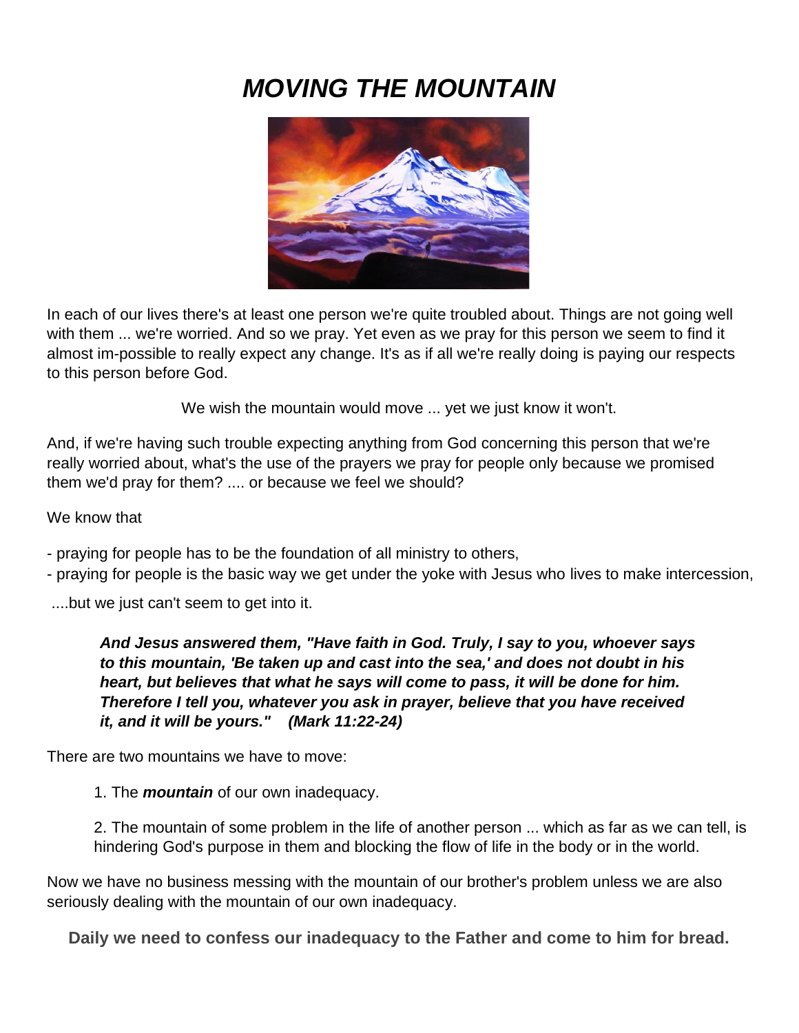# ***MOVING THE MOUNTAIN***

In each of our lives there's at least one person we're quite troubled about. Things are not going well with them ... we're worried. And so we pray. Yet even as we pray for this person we seem to find it almost im-possible to really expect any change. It's as if all we're really doing is paying our respects to this person before God.

We wish the mountain would move ... yet we just know it won't.

And, if we're having such trouble expecting anything from God concerning this person that we're really worried about, what's the use of the prayers we pray for people only because we promised them we'd pray for them? .... or because we feel we should?

We know that

- praying for people has to be the foundation of all ministry to others,
- praying for people is the basic way we get under the yoke with Jesus who lives to make intercession,

....but we just can't seem to get into it.

> ***And Jesus answered them, "Have faith in God. Truly, I say to you, whoever says to this mountain, 'Be taken up and cast into the sea,' and does not doubt in his heart, but believes that what he says will come to pass, it will be done for him. Therefore I tell you, whatever you ask in prayer, believe that you have received it, and it will be yours." (Mark 11:22-24)***

There are two mountains we have to move:

1. The ***mountain*** of our own inadequacy.

2. The mountain of some problem in the life of another person ... which as far as we can tell, is hindering God's purpose in them and blocking the flow of life in the body or in the world.

Now we have no business messing with the mountain of our brother's problem unless we are also seriously dealing with the mountain of our own inadequacy.

**Daily we need to confess our inadequacy to the Father and come to him for bread.**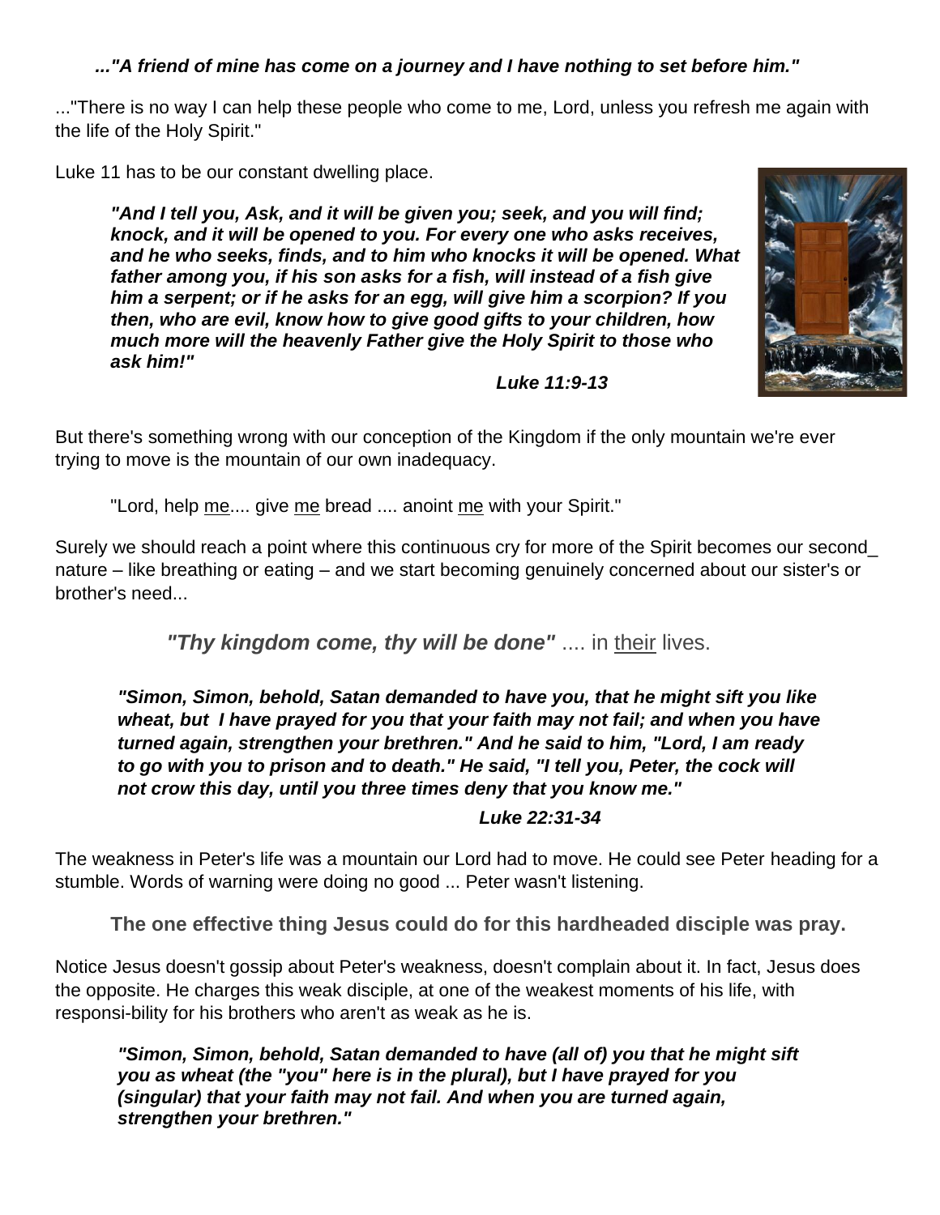*..."A friend of mine has come on a journey and I have nothing to set before him."*

..."There is no way I can help these people who come to me, Lord, unless you refresh me again with the life of the Holy Spirit."

Luke 11 has to be our constant dwelling place.

> ***"And I tell you, Ask, and it will be given you; seek, and you will find; knock, and it will be opened to you. For every one who asks receives, and he who seeks, finds, and to him who knocks it will be opened. What father among you, if his son asks for a fish, will instead of a fish give him a serpent; or if he asks for an egg, will give him a scorpion? If you then, who are evil, know how to give good gifts to your children, how much more will the heavenly Father give the Holy Spirit to those who ask him!"***
>
> ***Luke 11:9-13***

But there's something wrong with our conception of the Kingdom if the only mountain we're ever trying to move is the mountain of our own inadequacy.

> "Lord, help <u>me</u>.... give <u>me</u> bread .... anoint <u>me</u> with your Spirit."

Surely we should reach a point where this continuous cry for more of the Spirit becomes our second_ nature – like breathing or eating – and we start becoming genuinely concerned about our sister's or brother's need...

> ***"Thy kingdom come, thy will be done"*** .... in <u>their</u> lives.

> ***"Simon, Simon, behold, Satan demanded to have you, that he might sift you like wheat, but I have prayed for you that your faith may not fail; and when you have turned again, strengthen your brethren." And he said to him, "Lord, I am ready to go with you to prison and to death." He said, "I tell you, Peter, the cock will not crow this day, until you three times deny that you know me."***
>
> ***Luke 22:31-34***

The weakness in Peter's life was a mountain our Lord had to move. He could see Peter heading for a stumble. Words of warning were doing no good ... Peter wasn't listening.

> **The one effective thing Jesus could do for this hardheaded disciple was pray.**

Notice Jesus doesn't gossip about Peter's weakness, doesn't complain about it. In fact, Jesus does the opposite. He charges this weak disciple, at one of the weakest moments of his life, with responsi-bility for his brothers who aren't as weak as he is.

> ***"Simon, Simon, behold, Satan demanded to have (all of) you that he might sift you as wheat (the "you" here is in the plural), but I have prayed for you (singular) that your faith may not fail. And when you are turned again, strengthen your brethren."***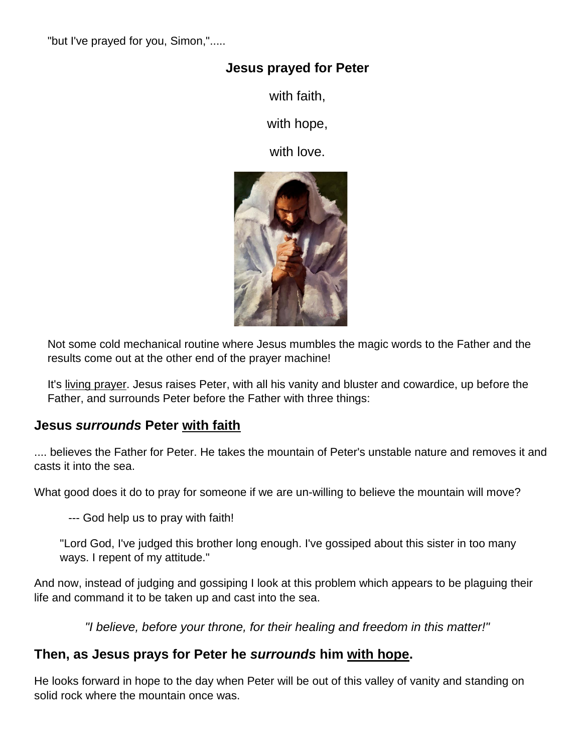"but I've prayed for you, Simon,".....

**Jesus prayed for Peter**

with faith,

with hope,

with love.

Not some cold mechanical routine where Jesus mumbles the magic words to the Father and the results come out at the other end of the prayer machine!

It's living prayer. Jesus raises Peter, with all his vanity and bluster and cowardice, up before the Father, and surrounds Peter before the Father with three things:

## Jesus *surrounds* Peter with faith

.... believes the Father for Peter. He takes the mountain of Peter's unstable nature and removes it and casts it into the sea.

What good does it do to pray for someone if we are un-willing to believe the mountain will move?

--- God help us to pray with faith!

"Lord God, I've judged this brother long enough. I've gossiped about this sister in too many ways. I repent of my attitude."

And now, instead of judging and gossiping I look at this problem which appears to be plaguing their life and command it to be taken up and cast into the sea.

*"I believe, before your throne, for their healing and freedom in this matter!"*

## Then, as Jesus prays for Peter he *surrounds* him with hope.

He looks forward in hope to the day when Peter will be out of this valley of vanity and standing on solid rock where the mountain once was.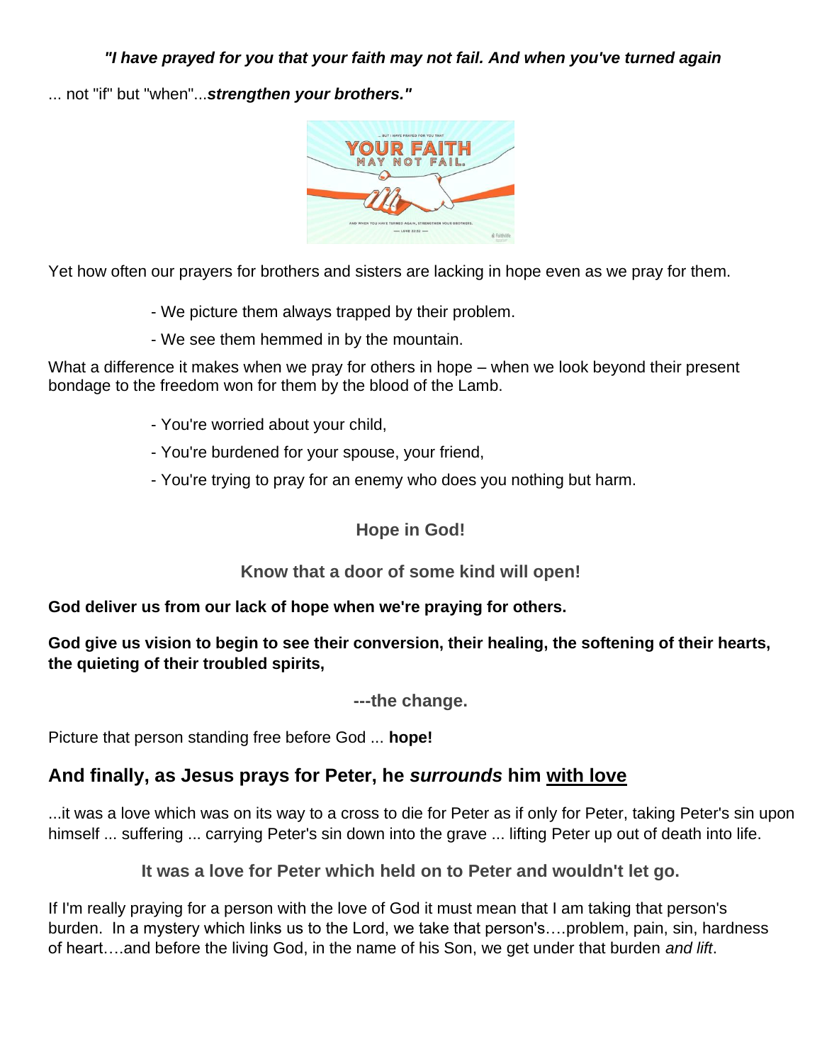***"I have prayed for you that your faith may not fail. And when you've turned again***

... not "if" but "when"...***strengthen your brothers."***

Yet how often our prayers for brothers and sisters are lacking in hope even as we pray for them.

- We picture them always trapped by their problem.
- We see them hemmed in by the mountain.

What a difference it makes when we pray for others in hope – when we look beyond their present bondage to the freedom won for them by the blood of the Lamb.

- You're worried about your child,
- You're burdened for your spouse, your friend,
- You're trying to pray for an enemy who does you nothing but harm.

**Hope in God!**

**Know that a door of some kind will open!**

**God deliver us from our lack of hope when we're praying for others.**

**God give us vision to begin to see their conversion, their healing, the softening of their hearts, the quieting of their troubled spirits,**

**---the change.**

Picture that person standing free before God ... **hope!**

## And finally, as Jesus prays for Peter, he *surrounds* him with love

...it was a love which was on its way to a cross to die for Peter as if only for Peter, taking Peter's sin upon himself ... suffering ... carrying Peter's sin down into the grave ... lifting Peter up out of death into life.

**It was a love for Peter which held on to Peter and wouldn't let go.**

If I'm really praying for a person with the love of God it must mean that I am taking that person's burden. In a mystery which links us to the Lord, we take that person's….problem, pain, sin, hardness of heart….and before the living God, in the name of his Son, we get under that burden *and lift*.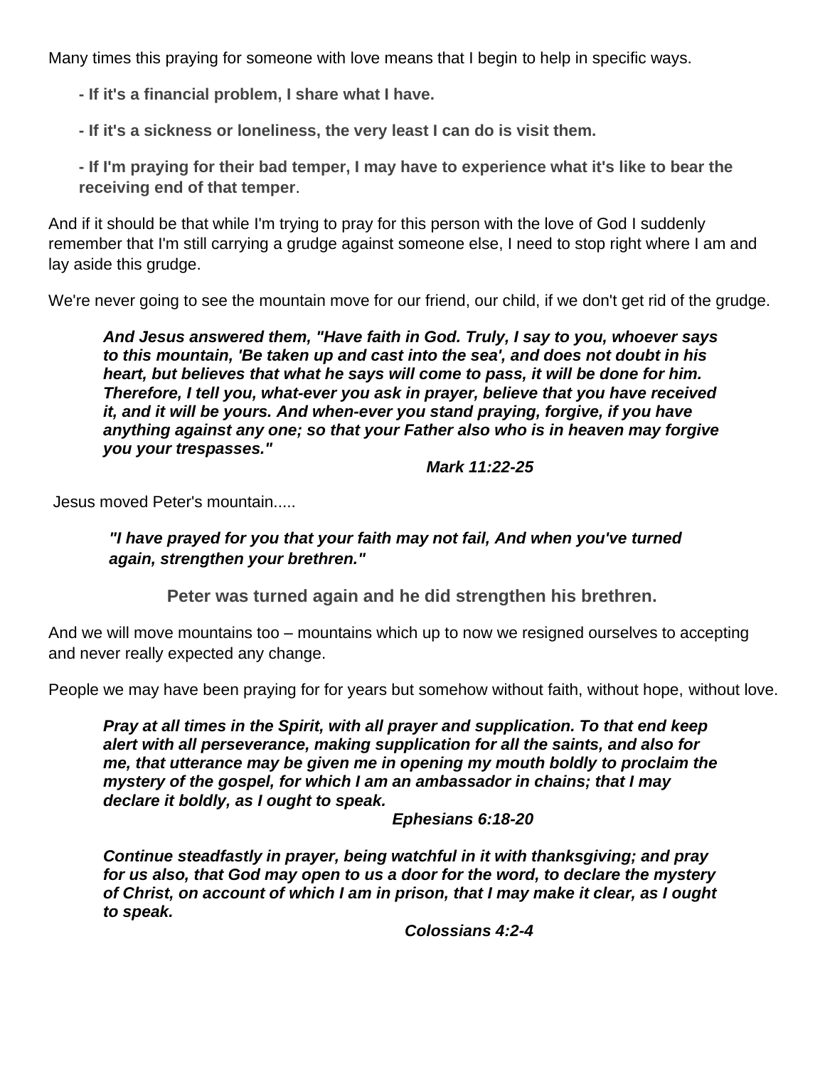Many times this praying for someone with love means that I begin to help in specific ways.

- **If it's a financial problem, I share what I have.**
- **If it's a sickness or loneliness, the very least I can do is visit them.**
- **If I'm praying for their bad temper, I may have to experience what it's like to bear the receiving end of that temper**.

And if it should be that while I'm trying to pray for this person with the love of God I suddenly remember that I'm still carrying a grudge against someone else, I need to stop right where I am and lay aside this grudge.

We're never going to see the mountain move for our friend, our child, if we don't get rid of the grudge.

> ***And Jesus answered them, "Have faith in God. Truly, I say to you, whoever says to this mountain, 'Be taken up and cast into the sea', and does not doubt in his heart, but believes that what he says will come to pass, it will be done for him. Therefore, I tell you, what-ever you ask in prayer, believe that you have received it, and it will be yours. And when-ever you stand praying, forgive, if you have anything against any one; so that your Father also who is in heaven may forgive you your trespasses."***
>
> ***Mark 11:22-25***

Jesus moved Peter's mountain.....

> ***"I have prayed for you that your faith may not fail, And when you've turned again, strengthen your brethren."***

**Peter was turned again and he did strengthen his brethren.**

And we will move mountains too – mountains which up to now we resigned ourselves to accepting and never really expected any change.

People we may have been praying for for years but somehow without faith, without hope, without love.

> ***Pray at all times in the Spirit, with all prayer and supplication. To that end keep alert with all perseverance, making supplication for all the saints, and also for me, that utterance may be given me in opening my mouth boldly to proclaim the mystery of the gospel, for which I am an ambassador in chains; that I may declare it boldly, as I ought to speak.***
>
> ***Ephesians 6:18-20***

> ***Continue steadfastly in prayer, being watchful in it with thanksgiving; and pray for us also, that God may open to us a door for the word, to declare the mystery of Christ, on account of which I am in prison, that I may make it clear, as I ought to speak.***
>
> ***Colossians 4:2-4***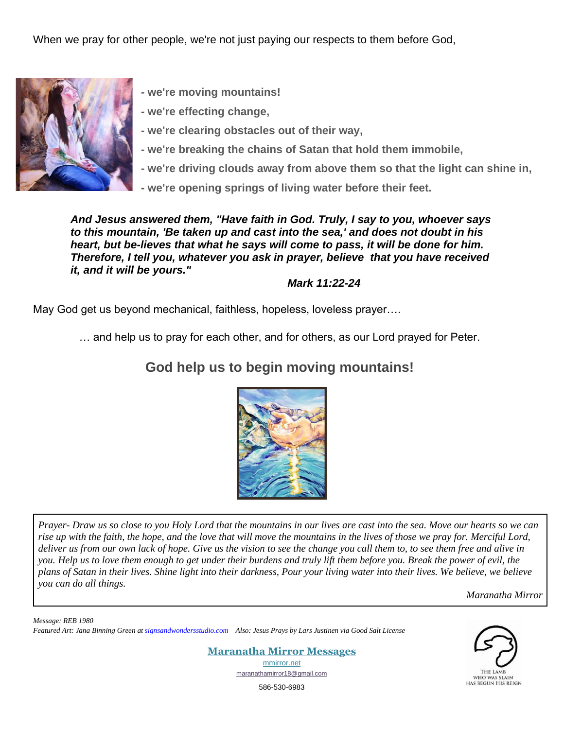When we pray for other people, we're not just paying our respects to them before God,

- **- we're moving mountains!**
- **- we're effecting change,**
- **- we're clearing obstacles out of their way,**
- **- we're breaking the chains of Satan that hold them immobile,**
- **- we're driving clouds away from above them so that the light can shine in,**
- **- we're opening springs of living water before their feet.**

> ***And Jesus answered them, "Have faith in God. Truly, I say to you, whoever says to this mountain, 'Be taken up and cast into the sea,' and does not doubt in his heart, but be-lieves that what he says will come to pass, it will be done for him. Therefore, I tell you, whatever you ask in prayer, believe that you have received it, and it will be yours."***
>
> ***Mark 11:22-24***

May God get us beyond mechanical, faithless, hopeless, loveless prayer….

… and help us to pray for each other, and for others, as our Lord prayed for Peter.

## God help us to begin moving mountains!

*Prayer- Draw us so close to you Holy Lord that the mountains in our lives are cast into the sea. Move our hearts so we can rise up with the faith, the hope, and the love that will move the mountains in the lives of those we pray for. Merciful Lord, deliver us from our own lack of hope. Give us the vision to see the change you call them to, to see them free and alive in you. Help us to love them enough to get under their burdens and truly lift them before you. Break the power of evil, the plans of Satan in their lives. Shine light into their darkness, Pour your living water into their lives. We believe, we believe you can do all things.*

*Maranatha Mirror*

*Message: REB 1980*
*Featured Art: Jana Binning Green at signsandwondersstudio.com Also: Jesus Prays by Lars Justinen via Good Salt License*

**Maranatha Mirror Messages**
mmirror.net
maranathamirror18@gmail.com
586-530-6983

THE LAMB WHO WAS SLAIN HAS BEGUN HIS REIGN